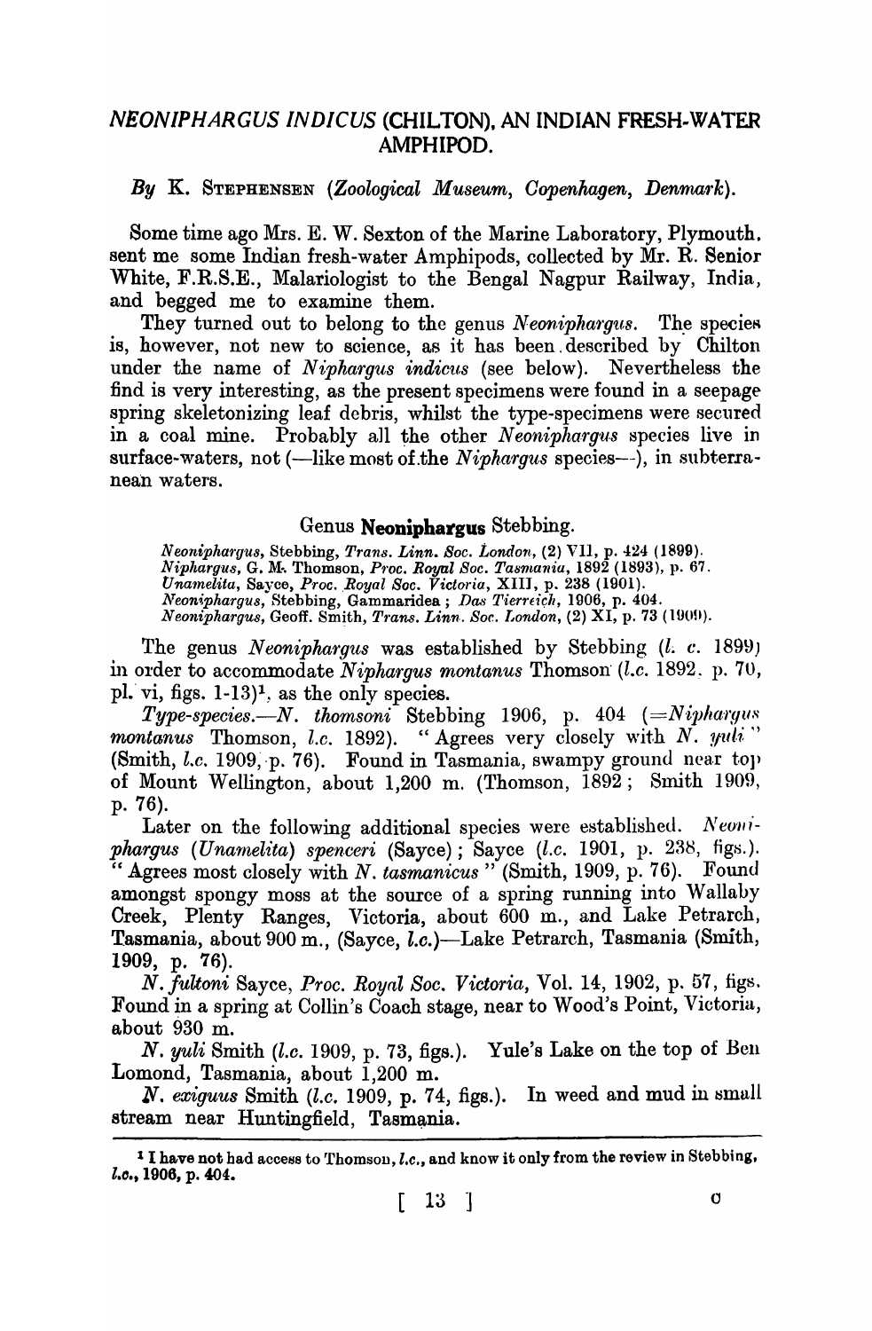# *NEONIPHARGUS INDICUS* (CHILTON), AN INDIAN FRESH-WATER AMPHIPOD.

*By* K. STEPHENSEN (*Zoological Museum, Copenhagen, Denmark*).

Some time ago Mrs. E. W. Sexton of the Marine Laboratory, Plymouth, sent me some Indian fresh-water Amphipods, collected by Mr. R. Senior White, F.R.S.E., Malariologist to the Bengal Nagpur Railway, India, and begged me to examine them.

They turned out to belong to the genus *Neoniphargus*. The species is, however, not new to science, as it has been described by Chilton under the name of *Niphargus indicus* (see below). Nevertheless the find is very interesting, as the present specimens were found in a seepage spring skeletonizing leaf debris, whilst the type-specimens were secured in a coal mine. Probably all the other *Neoniphargus* species live in surface-waters, not (—like most of the *Niphargus* species—), in subterranean waters.

## Genus **Neoniphargus** Stebbing.

*Neoniphargus*, Stebbing, *Trans. Linn. Soc. London*, (2) VII, p. 424 (1899).
*Niphargus*, G. M. Thomson, *Proc. Royal Soc. Tasmania*, 1892 (1893), p. 67.
*Unamelita*, Sayce, *Proc. Royal Soc. Victoria*, XIII, p. 238 (1901).
*Neoniphargus*, Stebbing, Gammaridea ; *Das Tierreich*, 1906, p. 404.
*Neoniphargus*, Geoff. Smith, *Trans. Linn. Soc. London*, (2) XI, p. 73 (1909).

The genus *Neoniphargus* was established by Stebbing (*l. c.* 1899) in order to accommodate *Niphargus montanus* Thomson (*l.c.* 1892, p. 70, pl. vi, figs. 1-13)[1], as the only species.

*Type-species.*—*N. thomsoni* Stebbing 1906, p. 404 (=*Niphargus montanus* Thomson, *l.c.* 1892). "Agrees very closely with *N. yuli*" (Smith, *l.c.* 1909, p. 76). Found in Tasmania, swampy ground near top of Mount Wellington, about 1,200 m. (Thomson, 1892 ; Smith 1909, p. 76).

Later on the following additional species were established. *Neoniphargus (Unamelita) spenceri* (Sayce) ; Sayce (*l.c.* 1901, p. 238, figs.). "Agrees most closely with *N. tasmanicus*" (Smith, 1909, p. 76). Found amongst spongy moss at the source of a spring running into Wallaby Creek, Plenty Ranges, Victoria, about 600 m., and Lake Petrarch, Tasmania, about 900 m., (Sayce, *l.c.*)—Lake Petrarch, Tasmania (Smith, 1909, p. 76).

*N. fultoni* Sayce, *Proc. Royal Soc. Victoria*, Vol. 14, 1902, p. 57, figs. Found in a spring at Collin's Coach stage, near to Wood's Point, Victoria, about 930 m.

*N. yuli* Smith (*l.c.* 1909, p. 73, figs.). Yule's Lake on the top of Ben Lomond, Tasmania, about 1,200 m.

*N. exiguus* Smith (*l.c.* 1909, p. 74, figs.). In weed and mud in small stream near Huntingfield, Tasmania.

---

[1] I have not had access to Thomson, *l.c.*, and know it only from the review in Stebbing, *l.c.*, 1906, p. 404.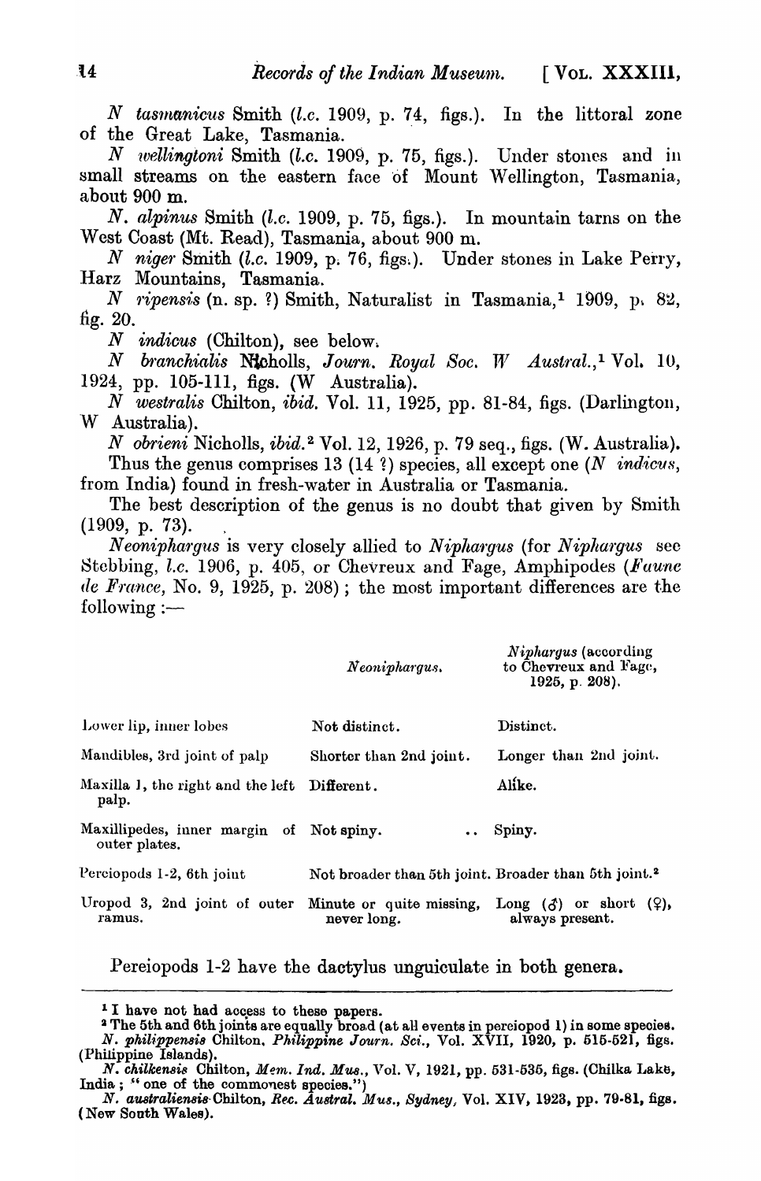*N tasmanicus* Smith (*l.c.* 1909, p. 74, figs.). In the littoral zone of the Great Lake, Tasmania.

*N wellingtoni* Smith (*l.c.* 1909, p. 75, figs.). Under stones and in small streams on the eastern face of Mount Wellington, Tasmania, about 900 m.

*N. alpinus* Smith (*l.c.* 1909, p. 75, figs.). In mountain tarns on the West Coast (Mt. Read), Tasmania, about 900 m.

*N niger* Smith (*l.c.* 1909, p. 76, figs.). Under stones in Lake Perry, Harz Mountains, Tasmania.

*N ripensis* (n. sp. ?) Smith, Naturalist in Tasmania,[1] 1909, p. 82, fig. 20.

*N indicus* (Chilton), see below.

*N branchialis* Nicholls, *Journ. Royal Soc. W Austral.*,[1] Vol. 10, 1924, pp. 105-111, figs. (W Australia).

*N westralis* Chilton, *ibid.* Vol. 11, 1925, pp. 81-84, figs. (Darlington, W Australia).

*N obrieni* Nicholls, *ibid.*[2] Vol. 12, 1926, p. 79 seq., figs. (W. Australia).

Thus the genus comprises 13 (14 ?) species, all except one (*N indicus*, from India) found in fresh-water in Australia or Tasmania.

The best description of the genus is no doubt that given by Smith (1909, p. 73).

*Neoniphargus* is very closely allied to *Niphargus* (for *Niphargus* see Stebbing, *l.c.* 1906, p. 405, or Chevreux and Fage, Amphipodes (*Faune de France*, No. 9, 1925, p. 208); the most important differences are the following :—

| | *Neoniphargus.* | *Niphargus* (according to Chevreux and Fage, 1925, p. 208). |
|---|---|---|
| Lower lip, inner lobes | Not distinct. | Distinct. |
| Mandibles, 3rd joint of palp | Shorter than 2nd joint. | Longer than 2nd joint. |
| Maxilla 1, the right and the left palp. | Different. | Alike. |
| Maxillipedes, inner margin of outer plates. | Not spiny. | Spiny. |
| Pereiopods 1-2, 6th joint | Not broader than 5th joint. | Broader than 5th joint.[2] |
| Uropod 3, 2nd joint of outer ramus. | Minute or quite missing, never long. | Long (♂) or short (♀), always present. |

Pereiopods 1-2 have the dactylus unguiculate in both genera.

---

[1] I have not had access to these papers.

[2] The 5th and 6th joints are equally broad (at all events in pereiopod 1) in some species. *N. philippensis* Chilton, *Philippine Journ. Sci.*, Vol. XVII, 1920, p. 515-521, figs. (Philippine Islands).

*N. chilkensis* Chilton, *Mem. Ind. Mus.*, Vol. V, 1921, pp. 531-535, figs. (Chilka Lake, India ; "one of the commonest species.")

*N. australiensis* Chilton, *Rec. Austral. Mus., Sydney*, Vol. XIV, 1923, pp. 79-81, figs. (New South Wales).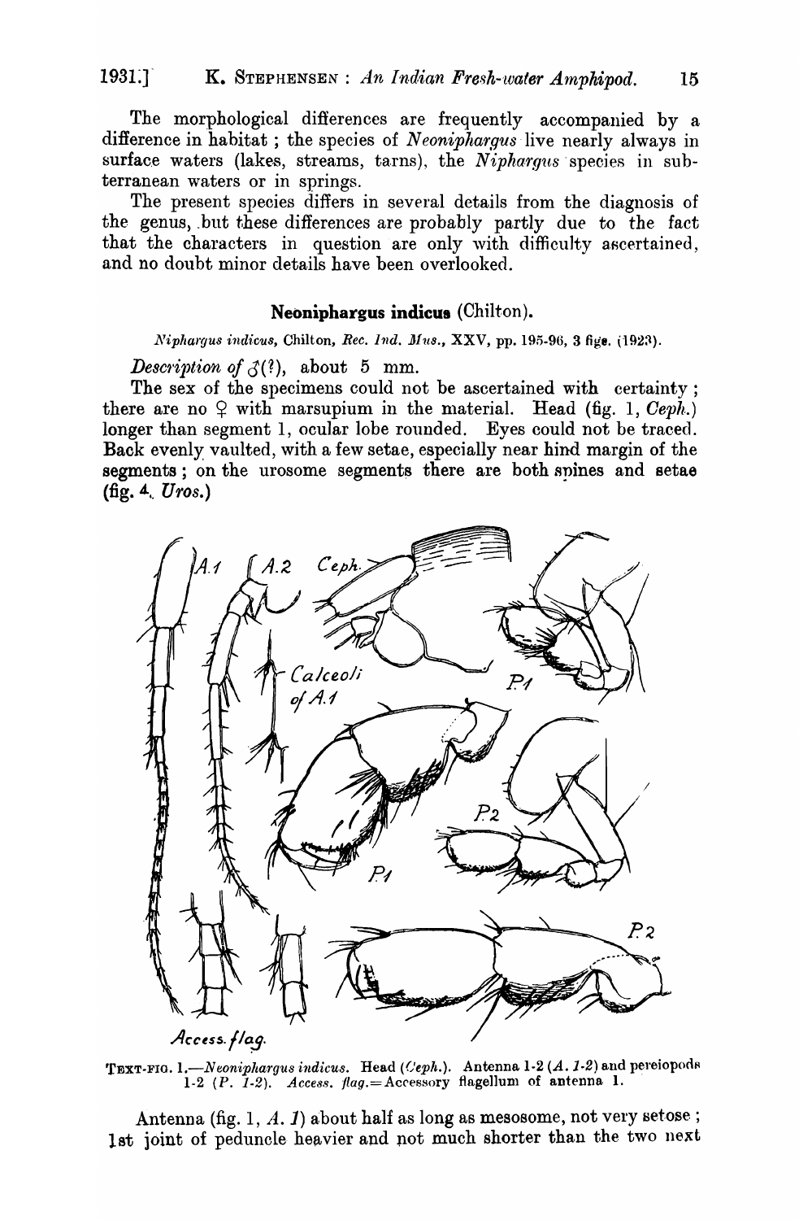The morphological differences are frequently accompanied by a difference in habitat; the species of *Neoniphargus* live nearly always in surface waters (lakes, streams, tarns), the *Niphargus* species in subterranean waters or in springs.

The present species differs in several details from the diagnosis of the genus, but these differences are probably partly due to the fact that the characters in question are only with difficulty ascertained, and no doubt minor details have been overlooked.

### Neoniphargus indicus (Chilton).

*Niphargus indicus*, Chilton, *Rec. Ind. Mus.*, XXV, pp. 195-96, 3 figs. (1923).

*Description of* ♂(?), about 5 mm.

The sex of the specimens could not be ascertained with certainty; there are no ♀ with marsupium in the material. Head (fig. 1, *Ceph.*) longer than segment 1, ocular lobe rounded. Eyes could not be traced. Back evenly vaulted, with a few setae, especially near hind margin of the segments; on the urosome segments there are both spines and setae (fig. 4, *Uros.*)

TEXT-FIG. 1.—*Neoniphargus indicus*. Head (*Ceph.*). Antenna 1-2 (*A. 1-2*) and pereiopods 1-2 (*P. 1-2*). *Access. flag.*=Accessory flagellum of antenna 1.

Antenna (fig. 1, *A. 1*) about half as long as mesosome, not very setose; 1st joint of peduncle heavier and not much shorter than the two next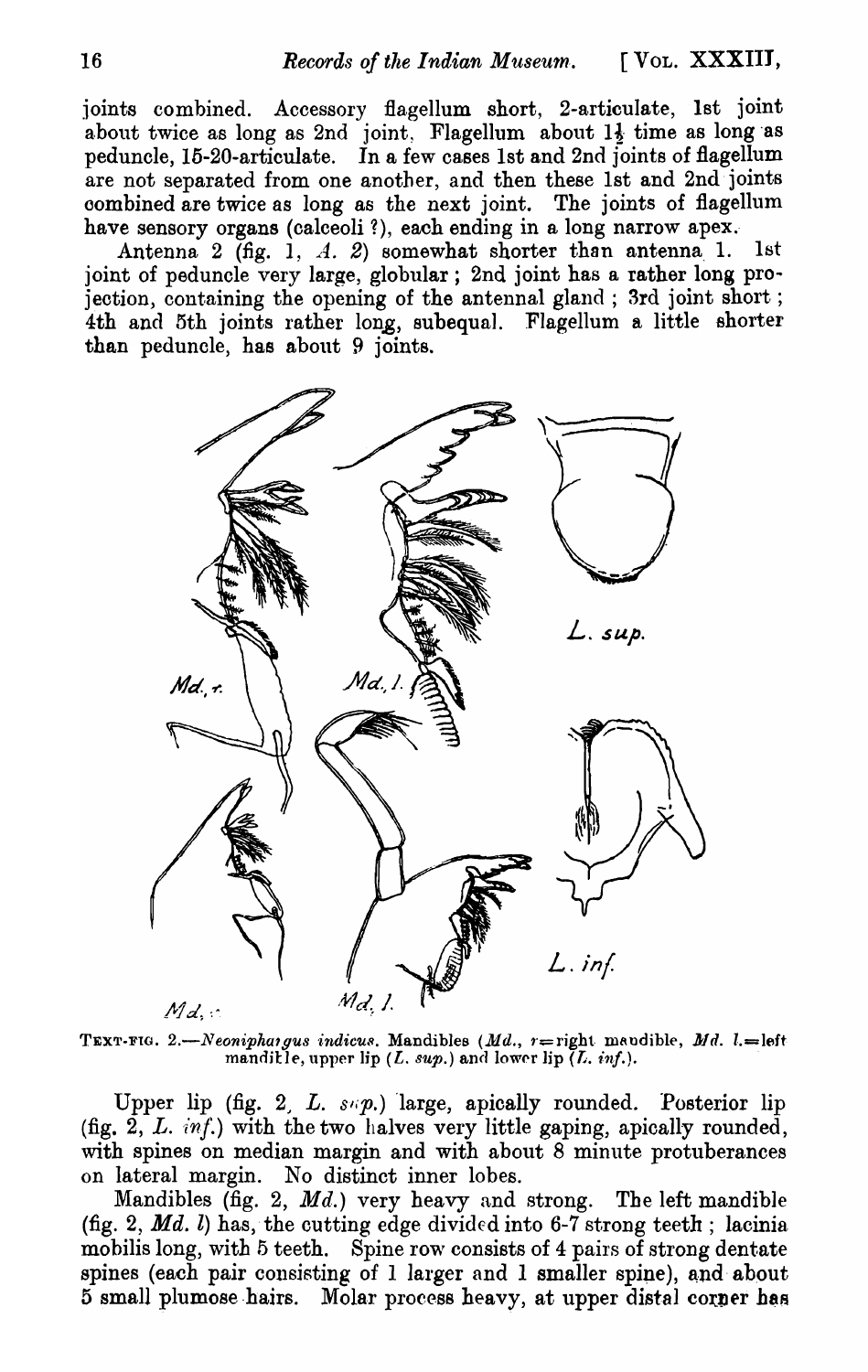joints combined. Accessory flagellum short, 2-articulate, 1st joint about twice as long as 2nd joint. Flagellum about 1½ time as long as peduncle, 15-20-articulate. In a few cases 1st and 2nd joints of flagellum are not separated from one another, and then these 1st and 2nd joints combined are twice as long as the next joint. The joints of flagellum have sensory organs (calceoli ?), each ending in a long narrow apex.

Antenna 2 (fig. 1, *A. 2*) somewhat shorter than antenna 1. 1st joint of peduncle very large, globular; 2nd joint has a rather long projection, containing the opening of the antennal gland; 3rd joint short; 4th and 5th joints rather long, subequal. Flagellum a little shorter than peduncle, has about 9 joints.

TEXT-FIG. 2.—*Neoniphargus indicus.* Mandibles (*Md.*, *r*=right mandible, *Md. l.*=left mandible, upper lip (*L. sup.*) and lower lip (*L. inf.*).

Upper lip (fig. 2, *L. sup.*) large, apically rounded. Posterior lip (fig. 2, *L. inf.*) with the two halves very little gaping, apically rounded, with spines on median margin and with about 8 minute protuberances on lateral margin. No distinct inner lobes.

Mandibles (fig. 2, *Md.*) very heavy and strong. The left mandible (fig. 2, *Md. l*) has, the cutting edge divided into 6-7 strong teeth; lacinia mobilis long, with 5 teeth. Spine row consists of 4 pairs of strong dentate spines (each pair consisting of 1 larger and 1 smaller spine), and about 5 small plumose hairs. Molar process heavy, at upper distal corner has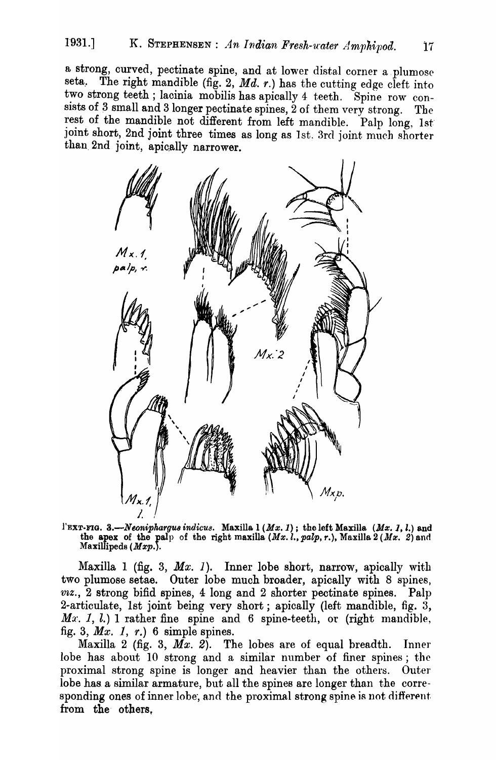a strong, curved, pectinate spine, and at lower distal corner a plumose seta. The right mandible (fig. 2, *Md. r.*) has the cutting edge cleft into two strong teeth; lacinia mobilis has apically 4 teeth. Spine row consists of 3 small and 3 longer pectinate spines, 2 of them very strong. The rest of the mandible not different from left mandible. Palp long, 1st joint short, 2nd joint three times as long as 1st. 3rd joint much shorter than 2nd joint, apically narrower.

TEXT-FIG. 3.—*Neoniphargus indicus*. Maxilla 1 (*Mx. 1*); the left Maxilla (*Mx. 1, l.*) and the apex of the palp of the right maxilla (*Mx. l., palp, r.*), Maxilla 2 (*Mx. 2*) and Maxillipeds (*Mxp.*).

Maxilla 1 (fig. 3, *Mx. 1*). Inner lobe short, narrow, apically with two plumose setae. Outer lobe much broader, apically with 8 spines, *viz.*, 2 strong bifid spines, 4 long and 2 shorter pectinate spines. Palp 2-articulate, 1st joint being very short; apically (left mandible, fig. 3, *Mx. 1, l.*) 1 rather fine spine and 6 spine-teeth, or (right mandible, fig. 3, *Mx. 1, r.*) 6 simple spines.

Maxilla 2 (fig. 3, *Mx. 2*). The lobes are of equal breadth. Inner lobe has about 10 strong and a similar number of finer spines; the proximal strong spine is longer and heavier than the others. Outer lobe has a similar armature, but all the spines are longer than the corresponding ones of inner lobe, and the proximal strong spine is not different from the others.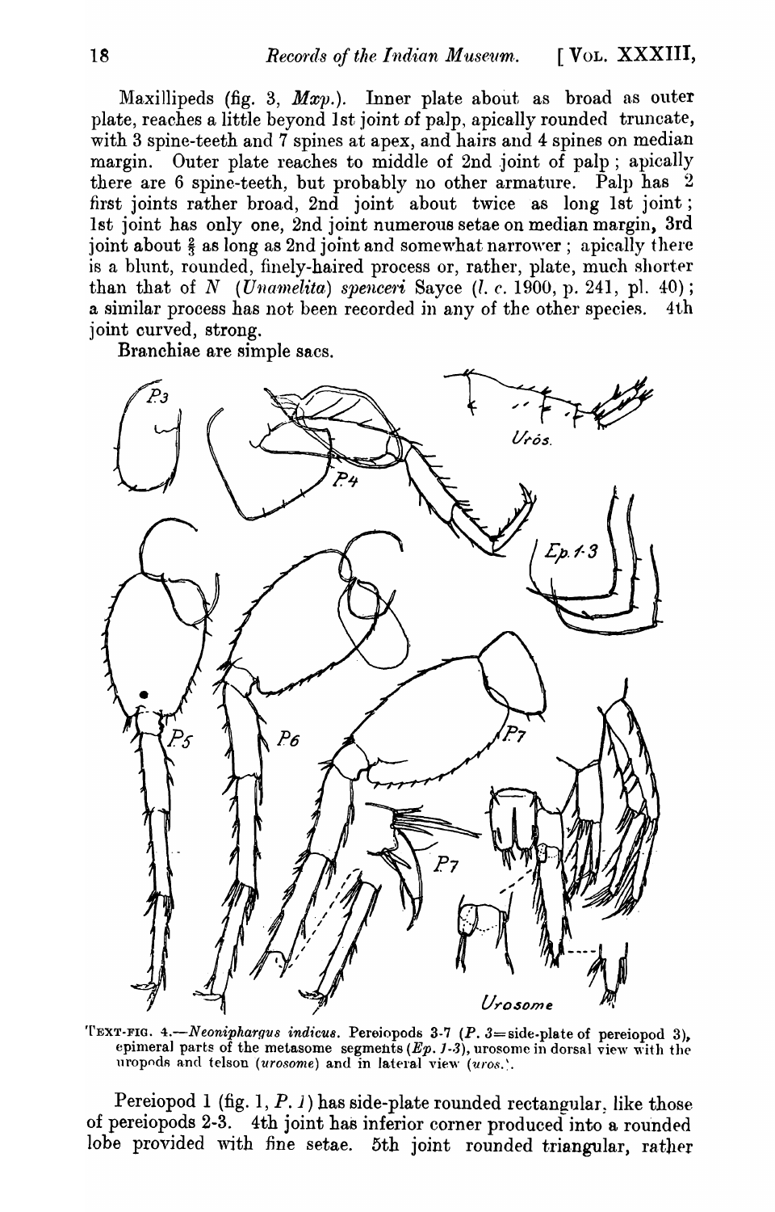Maxillipeds (fig. 3, *Mxp.*). Inner plate about as broad as outer plate, reaches a little beyond 1st joint of palp, apically rounded truncate, with 3 spine-teeth and 7 spines at apex, and hairs and 4 spines on median margin. Outer plate reaches to middle of 2nd joint of palp; apically there are 6 spine-teeth, but probably no other armature. Palp has 2 first joints rather broad, 2nd joint about twice as long 1st joint; 1st joint has only one, 2nd joint numerous setae on median margin, 3rd joint about $\frac{2}{3}$ as long as 2nd joint and somewhat narrower; apically there is a blunt, rounded, finely-haired process or, rather, plate, much shorter than that of *N* (*Unamelita*) *spenceri* Sayce (*l. c.* 1900, p. 241, pl. 40); a similar process has not been recorded in any of the other species. 4th joint curved, strong.

Branchiae are simple sacs.

TEXT-FIG. 4.—*Neoniphargus indicus*. Pereiopods 3-7 (*P. 3*=side-plate of pereiopod 3), epimeral parts of the metasome segments (*Ep. 1-3*), urosome in dorsal view with the uropods and telson (*urosome*) and in lateral view (*uros.*).

Pereiopod 1 (fig. 1, *P. 1*) has side-plate rounded rectangular, like those of pereiopods 2-3. 4th joint has inferior corner produced into a rounded lobe provided with fine setae. 5th joint rounded triangular, rather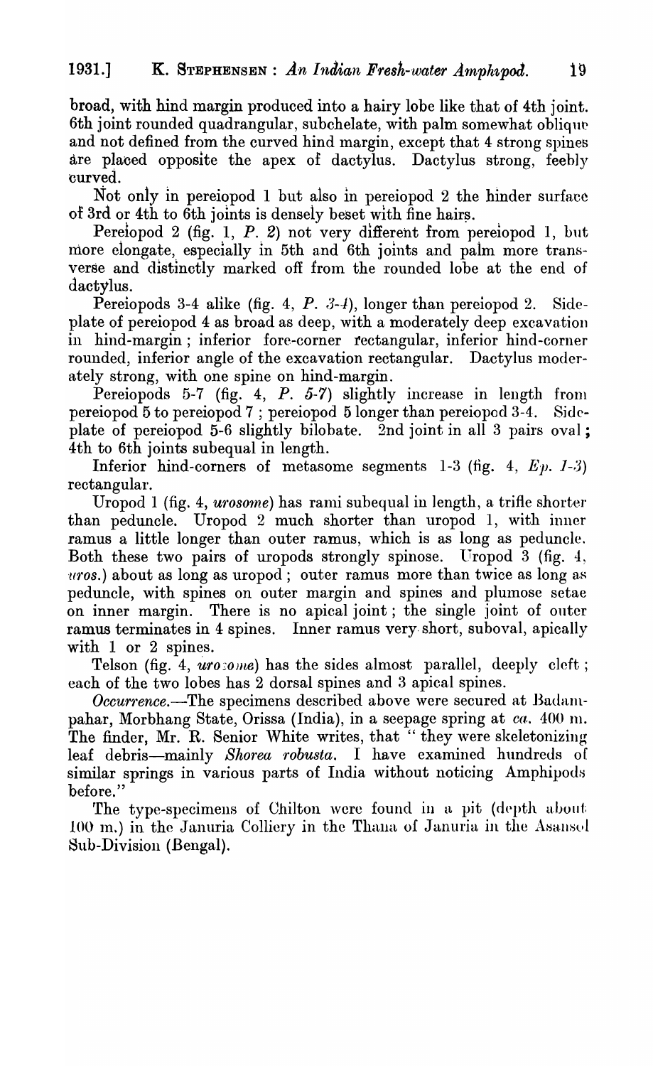broad, with hind margin produced into a hairy lobe like that of 4th joint. 6th joint rounded quadrangular, subchelate, with palm somewhat oblique and not defined from the curved hind margin, except that 4 strong spines are placed opposite the apex of dactylus. Dactylus strong, feebly curved.

Not only in pereiopod 1 but also in pereiopod 2 the hinder surface of 3rd or 4th to 6th joints is densely beset with fine hairs.

Pereiopod 2 (fig. 1, *P. 2*) not very different from pereiopod 1, but more elongate, especially in 5th and 6th joints and palm more transverse and distinctly marked off from the rounded lobe at the end of dactylus.

Pereiopods 3-4 alike (fig. 4, *P. 3-4*), longer than pereiopod 2. Side-plate of pereiopod 4 as broad as deep, with a moderately deep excavation in hind-margin; inferior fore-corner rectangular, inferior hind-corner rounded, inferior angle of the excavation rectangular. Dactylus moderately strong, with one spine on hind-margin.

Pereiopods 5-7 (fig. 4, *P. 5-7*) slightly increase in length from pereiopod 5 to pereiopod 7; pereiopod 5 longer than pereiopod 3-4. Side-plate of pereiopod 5-6 slightly bilobate. 2nd joint in all 3 pairs oval; 4th to 6th joints subequal in length.

Inferior hind-corners of metasome segments 1-3 (fig. 4, *Ep. 1-3*) rectangular.

Uropod 1 (fig. 4, *urosome*) has rami subequal in length, a trifle shorter than peduncle. Uropod 2 much shorter than uropod 1, with inner ramus a little longer than outer ramus, which is as long as peduncle. Both these two pairs of uropods strongly spinose. Uropod 3 (fig. 4, *uros.*) about as long as uropod; outer ramus more than twice as long as peduncle, with spines on outer margin and spines and plumose setae on inner margin. There is no apical joint; the single joint of outer ramus terminates in 4 spines. Inner ramus very short, suboval, apically with 1 or 2 spines.

Telson (fig. 4, *urosome*) has the sides almost parallel, deeply cleft; each of the two lobes has 2 dorsal spines and 3 apical spines.

*Occurrence.*—The specimens described above were secured at Badampahar, Morbhang State, Orissa (India), in a seepage spring at *ca.* 400 m. The finder, Mr. R. Senior White writes, that "they were skeletonizing leaf debris—mainly *Shorea robusta*. I have examined hundreds of similar springs in various parts of India without noticing Amphipods before."

The type-specimens of Chilton were found in a pit (depth about 100 m.) in the Januria Colliery in the Thana of Januria in the Asansol Sub-Division (Bengal).